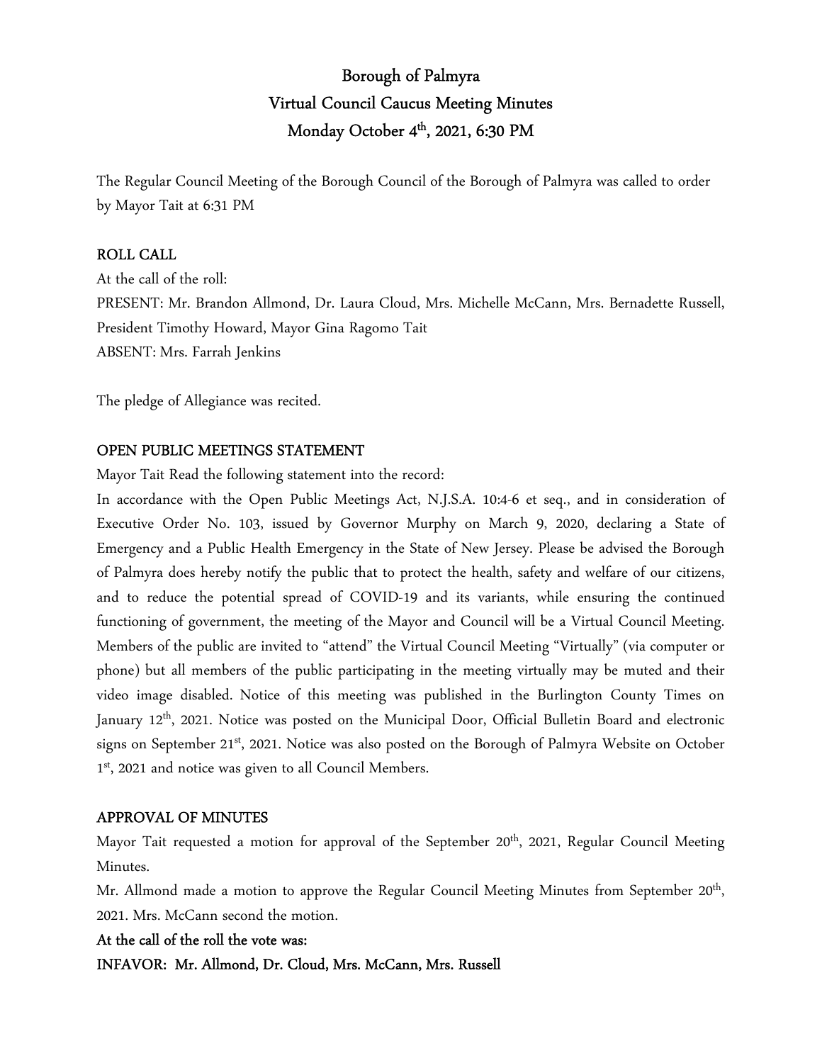# Borough of Palmyra
## Virtual Council Caucus Meeting Minutes
## Monday October 4th, 2021, 6:30 PM

The Regular Council Meeting of the Borough Council of the Borough of Palmyra was called to order by Mayor Tait at 6:31 PM

### ROLL CALL

At the call of the roll:

PRESENT: Mr. Brandon Allmond, Dr. Laura Cloud, Mrs. Michelle McCann, Mrs. Bernadette Russell, President Timothy Howard, Mayor Gina Ragomo Tait

ABSENT: Mrs. Farrah Jenkins

The pledge of Allegiance was recited.

### OPEN PUBLIC MEETINGS STATEMENT

Mayor Tait Read the following statement into the record:

In accordance with the Open Public Meetings Act, N.J.S.A. 10:4-6 et seq., and in consideration of Executive Order No. 103, issued by Governor Murphy on March 9, 2020, declaring a State of Emergency and a Public Health Emergency in the State of New Jersey. Please be advised the Borough of Palmyra does hereby notify the public that to protect the health, safety and welfare of our citizens, and to reduce the potential spread of COVID-19 and its variants, while ensuring the continued functioning of government, the meeting of the Mayor and Council will be a Virtual Council Meeting. Members of the public are invited to "attend" the Virtual Council Meeting "Virtually" (via computer or phone) but all members of the public participating in the meeting virtually may be muted and their video image disabled. Notice of this meeting was published in the Burlington County Times on January 12th, 2021. Notice was posted on the Municipal Door, Official Bulletin Board and electronic signs on September 21st, 2021. Notice was also posted on the Borough of Palmyra Website on October 1st, 2021 and notice was given to all Council Members.

### APPROVAL OF MINUTES

Mayor Tait requested a motion for approval of the September 20th, 2021, Regular Council Meeting Minutes.

Mr. Allmond made a motion to approve the Regular Council Meeting Minutes from September 20th, 2021. Mrs. McCann second the motion.

**At the call of the roll the vote was:**

**INFAVOR: Mr. Allmond, Dr. Cloud, Mrs. McCann, Mrs. Russell**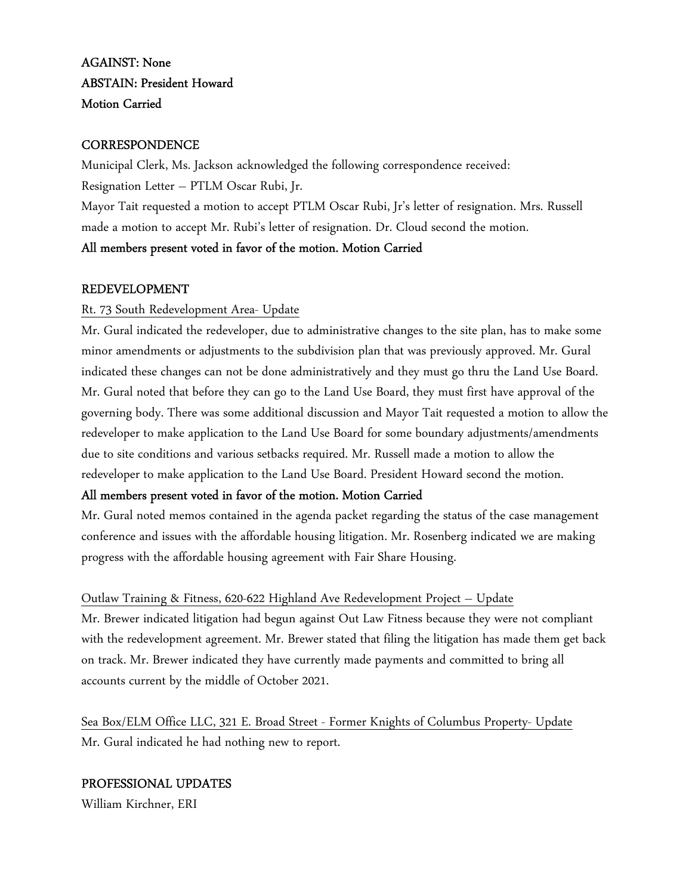**AGAINST: None**
**ABSTAIN: President Howard**
**Motion Carried**

**CORRESPONDENCE**

Municipal Clerk, Ms. Jackson acknowledged the following correspondence received:
Resignation Letter – PTLM Oscar Rubi, Jr.
Mayor Tait requested a motion to accept PTLM Oscar Rubi, Jr's letter of resignation. Mrs. Russell made a motion to accept Mr. Rubi's letter of resignation. Dr. Cloud second the motion.
**All members present voted in favor of the motion. Motion Carried**

**REDEVELOPMENT**

Rt. 73 South Redevelopment Area- Update

Mr. Gural indicated the redeveloper, due to administrative changes to the site plan, has to make some minor amendments or adjustments to the subdivision plan that was previously approved. Mr. Gural indicated these changes can not be done administratively and they must go thru the Land Use Board. Mr. Gural noted that before they can go to the Land Use Board, they must first have approval of the governing body. There was some additional discussion and Mayor Tait requested a motion to allow the redeveloper to make application to the Land Use Board for some boundary adjustments/amendments due to site conditions and various setbacks required. Mr. Russell made a motion to allow the redeveloper to make application to the Land Use Board. President Howard second the motion.
**All members present voted in favor of the motion. Motion Carried**
Mr. Gural noted memos contained in the agenda packet regarding the status of the case management conference and issues with the affordable housing litigation. Mr. Rosenberg indicated we are making progress with the affordable housing agreement with Fair Share Housing.

Outlaw Training & Fitness, 620-622 Highland Ave Redevelopment Project – Update

Mr. Brewer indicated litigation had begun against Out Law Fitness because they were not compliant with the redevelopment agreement. Mr. Brewer stated that filing the litigation has made them get back on track. Mr. Brewer indicated they have currently made payments and committed to bring all accounts current by the middle of October 2021.

Sea Box/ELM Office LLC, 321 E. Broad Street - Former Knights of Columbus Property- Update

Mr. Gural indicated he had nothing new to report.

**PROFESSIONAL UPDATES**

William Kirchner, ERI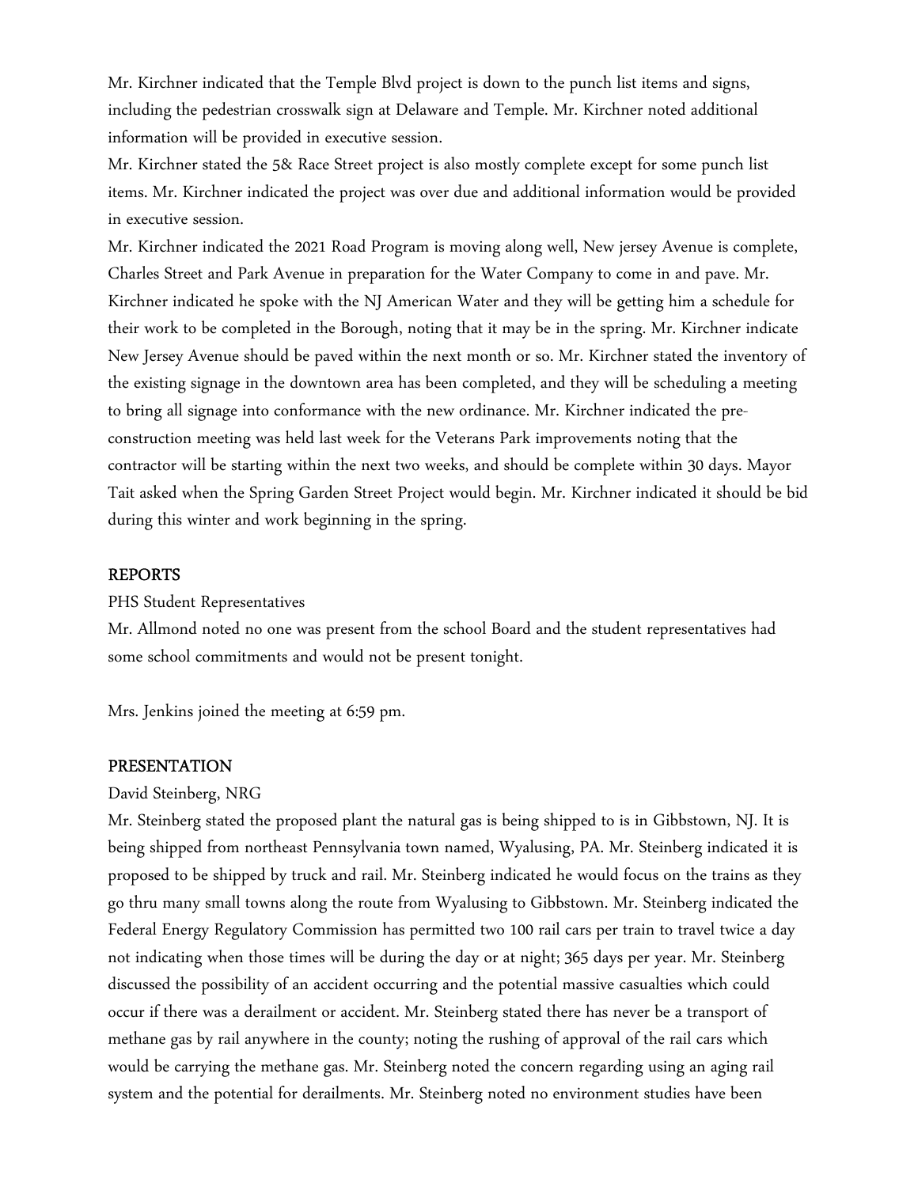Mr. Kirchner indicated that the Temple Blvd project is down to the punch list items and signs, including the pedestrian crosswalk sign at Delaware and Temple. Mr. Kirchner noted additional information will be provided in executive session.

Mr. Kirchner stated the 5& Race Street project is also mostly complete except for some punch list items. Mr. Kirchner indicated the project was over due and additional information would be provided in executive session.

Mr. Kirchner indicated the 2021 Road Program is moving along well, New jersey Avenue is complete, Charles Street and Park Avenue in preparation for the Water Company to come in and pave. Mr. Kirchner indicated he spoke with the NJ American Water and they will be getting him a schedule for their work to be completed in the Borough, noting that it may be in the spring. Mr. Kirchner indicate New Jersey Avenue should be paved within the next month or so. Mr. Kirchner stated the inventory of the existing signage in the downtown area has been completed, and they will be scheduling a meeting to bring all signage into conformance with the new ordinance. Mr. Kirchner indicated the pre-construction meeting was held last week for the Veterans Park improvements noting that the contractor will be starting within the next two weeks, and should be complete within 30 days. Mayor Tait asked when the Spring Garden Street Project would begin. Mr. Kirchner indicated it should be bid during this winter and work beginning in the spring.

## REPORTS

PHS Student Representatives

Mr. Allmond noted no one was present from the school Board and the student representatives had some school commitments and would not be present tonight.

Mrs. Jenkins joined the meeting at 6:59 pm.

## PRESENTATION

David Steinberg, NRG

Mr. Steinberg stated the proposed plant the natural gas is being shipped to is in Gibbstown, NJ. It is being shipped from northeast Pennsylvania town named, Wyalusing, PA. Mr. Steinberg indicated it is proposed to be shipped by truck and rail. Mr. Steinberg indicated he would focus on the trains as they go thru many small towns along the route from Wyalusing to Gibbstown. Mr. Steinberg indicated the Federal Energy Regulatory Commission has permitted two 100 rail cars per train to travel twice a day not indicating when those times will be during the day or at night; 365 days per year. Mr. Steinberg discussed the possibility of an accident occurring and the potential massive casualties which could occur if there was a derailment or accident. Mr. Steinberg stated there has never be a transport of methane gas by rail anywhere in the county; noting the rushing of approval of the rail cars which would be carrying the methane gas. Mr. Steinberg noted the concern regarding using an aging rail system and the potential for derailments. Mr. Steinberg noted no environment studies have been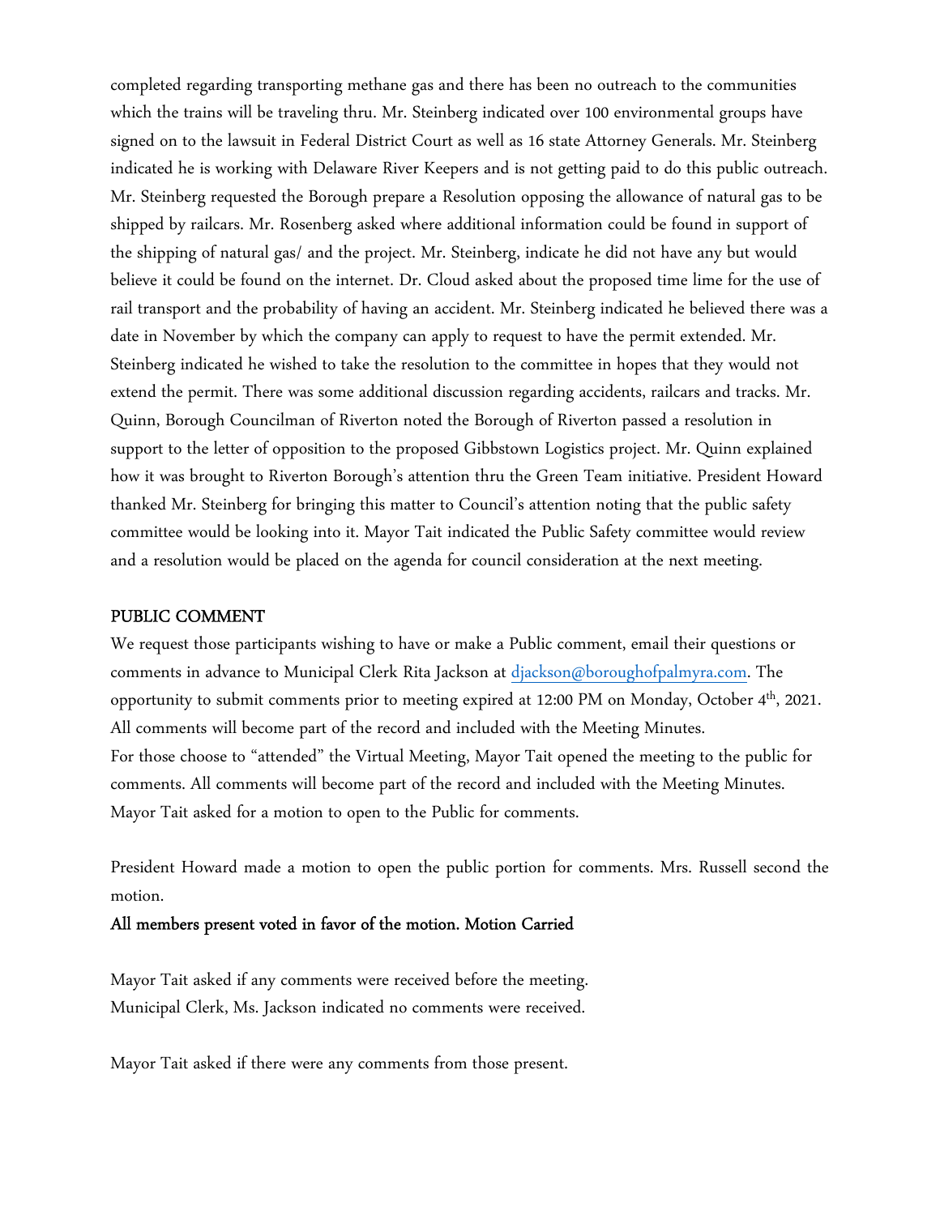completed regarding transporting methane gas and there has been no outreach to the communities which the trains will be traveling thru. Mr. Steinberg indicated over 100 environmental groups have signed on to the lawsuit in Federal District Court as well as 16 state Attorney Generals. Mr. Steinberg indicated he is working with Delaware River Keepers and is not getting paid to do this public outreach. Mr. Steinberg requested the Borough prepare a Resolution opposing the allowance of natural gas to be shipped by railcars. Mr. Rosenberg asked where additional information could be found in support of the shipping of natural gas/ and the project. Mr. Steinberg, indicate he did not have any but would believe it could be found on the internet. Dr. Cloud asked about the proposed time lime for the use of rail transport and the probability of having an accident. Mr. Steinberg indicated he believed there was a date in November by which the company can apply to request to have the permit extended. Mr. Steinberg indicated he wished to take the resolution to the committee in hopes that they would not extend the permit. There was some additional discussion regarding accidents, railcars and tracks. Mr. Quinn, Borough Councilman of Riverton noted the Borough of Riverton passed a resolution in support to the letter of opposition to the proposed Gibbstown Logistics project. Mr. Quinn explained how it was brought to Riverton Borough's attention thru the Green Team initiative. President Howard thanked Mr. Steinberg for bringing this matter to Council's attention noting that the public safety committee would be looking into it. Mayor Tait indicated the Public Safety committee would review and a resolution would be placed on the agenda for council consideration at the next meeting.

## PUBLIC COMMENT

We request those participants wishing to have or make a Public comment, email their questions or comments in advance to Municipal Clerk Rita Jackson at djackson@boroughofpalmyra.com. The opportunity to submit comments prior to meeting expired at 12:00 PM on Monday, October 4th, 2021. All comments will become part of the record and included with the Meeting Minutes.
For those choose to "attended" the Virtual Meeting, Mayor Tait opened the meeting to the public for comments. All comments will become part of the record and included with the Meeting Minutes. Mayor Tait asked for a motion to open to the Public for comments.

President Howard made a motion to open the public portion for comments. Mrs. Russell second the motion.

**All members present voted in favor of the motion. Motion Carried**

Mayor Tait asked if any comments were received before the meeting.
Municipal Clerk, Ms. Jackson indicated no comments were received.

Mayor Tait asked if there were any comments from those present.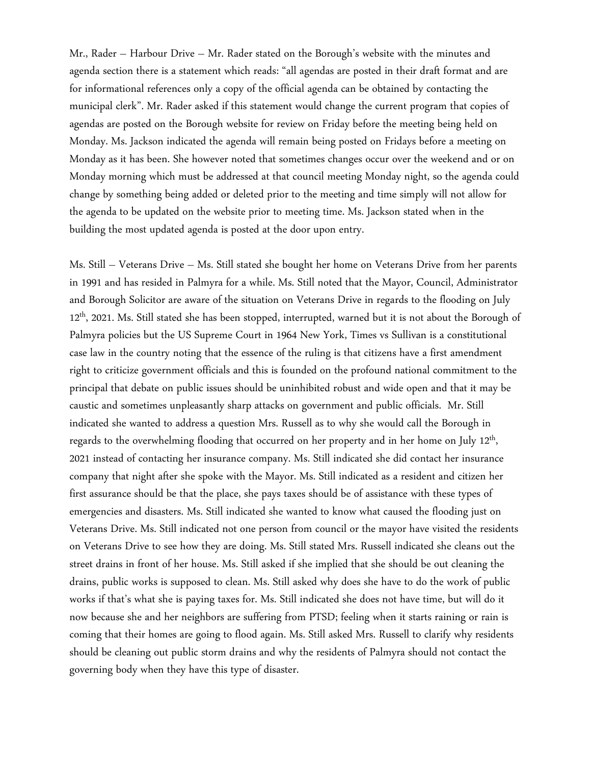Mr., Rader – Harbour Drive – Mr. Rader stated on the Borough's website with the minutes and agenda section there is a statement which reads: "all agendas are posted in their draft format and are for informational references only a copy of the official agenda can be obtained by contacting the municipal clerk". Mr. Rader asked if this statement would change the current program that copies of agendas are posted on the Borough website for review on Friday before the meeting being held on Monday. Ms. Jackson indicated the agenda will remain being posted on Fridays before a meeting on Monday as it has been. She however noted that sometimes changes occur over the weekend and or on Monday morning which must be addressed at that council meeting Monday night, so the agenda could change by something being added or deleted prior to the meeting and time simply will not allow for the agenda to be updated on the website prior to meeting time. Ms. Jackson stated when in the building the most updated agenda is posted at the door upon entry.

Ms. Still – Veterans Drive – Ms. Still stated she bought her home on Veterans Drive from her parents in 1991 and has resided in Palmyra for a while. Ms. Still noted that the Mayor, Council, Administrator and Borough Solicitor are aware of the situation on Veterans Drive in regards to the flooding on July 12th, 2021. Ms. Still stated she has been stopped, interrupted, warned but it is not about the Borough of Palmyra policies but the US Supreme Court in 1964 New York, Times vs Sullivan is a constitutional case law in the country noting that the essence of the ruling is that citizens have a first amendment right to criticize government officials and this is founded on the profound national commitment to the principal that debate on public issues should be uninhibited robust and wide open and that it may be caustic and sometimes unpleasantly sharp attacks on government and public officials. Mr. Still indicated she wanted to address a question Mrs. Russell as to why she would call the Borough in regards to the overwhelming flooding that occurred on her property and in her home on July 12th, 2021 instead of contacting her insurance company. Ms. Still indicated she did contact her insurance company that night after she spoke with the Mayor. Ms. Still indicated as a resident and citizen her first assurance should be that the place, she pays taxes should be of assistance with these types of emergencies and disasters. Ms. Still indicated she wanted to know what caused the flooding just on Veterans Drive. Ms. Still indicated not one person from council or the mayor have visited the residents on Veterans Drive to see how they are doing. Ms. Still stated Mrs. Russell indicated she cleans out the street drains in front of her house. Ms. Still asked if she implied that she should be out cleaning the drains, public works is supposed to clean. Ms. Still asked why does she have to do the work of public works if that's what she is paying taxes for. Ms. Still indicated she does not have time, but will do it now because she and her neighbors are suffering from PTSD; feeling when it starts raining or rain is coming that their homes are going to flood again. Ms. Still asked Mrs. Russell to clarify why residents should be cleaning out public storm drains and why the residents of Palmyra should not contact the governing body when they have this type of disaster.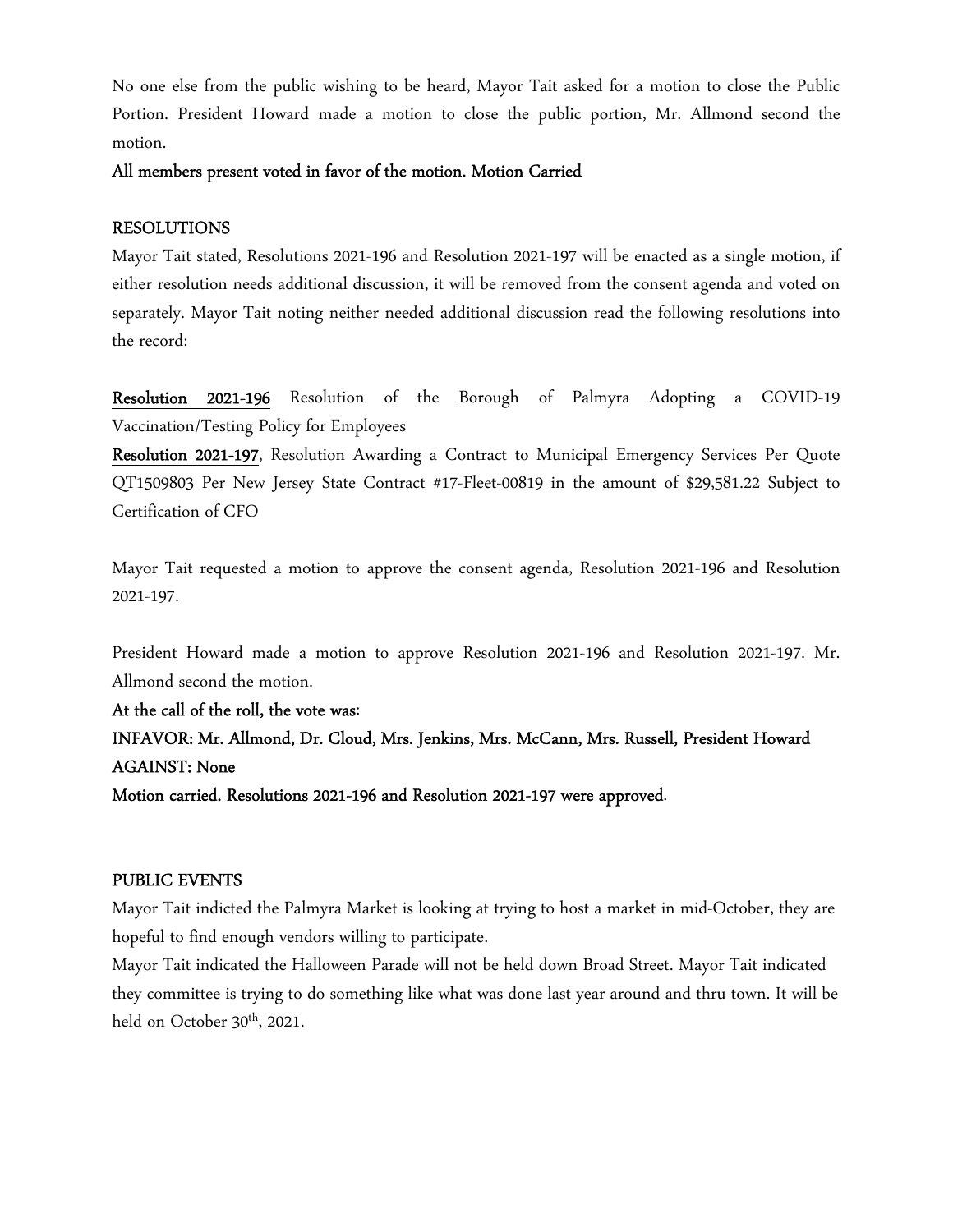No one else from the public wishing to be heard, Mayor Tait asked for a motion to close the Public Portion. President Howard made a motion to close the public portion, Mr. Allmond second the motion.

**All members present voted in favor of the motion. Motion Carried**

## RESOLUTIONS

Mayor Tait stated, Resolutions 2021-196 and Resolution 2021-197 will be enacted as a single motion, if either resolution needs additional discussion, it will be removed from the consent agenda and voted on separately. Mayor Tait noting neither needed additional discussion read the following resolutions into the record:

**Resolution 2021-196** Resolution of the Borough of Palmyra Adopting a COVID-19 Vaccination/Testing Policy for Employees

**Resolution 2021-197**, Resolution Awarding a Contract to Municipal Emergency Services Per Quote QT1509803 Per New Jersey State Contract #17-Fleet-00819 in the amount of $29,581.22 Subject to Certification of CFO

Mayor Tait requested a motion to approve the consent agenda, Resolution 2021-196 and Resolution 2021-197.

President Howard made a motion to approve Resolution 2021-196 and Resolution 2021-197. Mr. Allmond second the motion.

**At the call of the roll, the vote was**:

**INFAVOR: Mr. Allmond, Dr. Cloud, Mrs. Jenkins, Mrs. McCann, Mrs. Russell, President Howard**

**AGAINST: None**

**Motion carried. Resolutions 2021-196 and Resolution 2021-197 were approved**.

## PUBLIC EVENTS

Mayor Tait indicted the Palmyra Market is looking at trying to host a market in mid-October, they are hopeful to find enough vendors willing to participate.

Mayor Tait indicated the Halloween Parade will not be held down Broad Street. Mayor Tait indicated they committee is trying to do something like what was done last year around and thru town. It will be held on October 30th, 2021.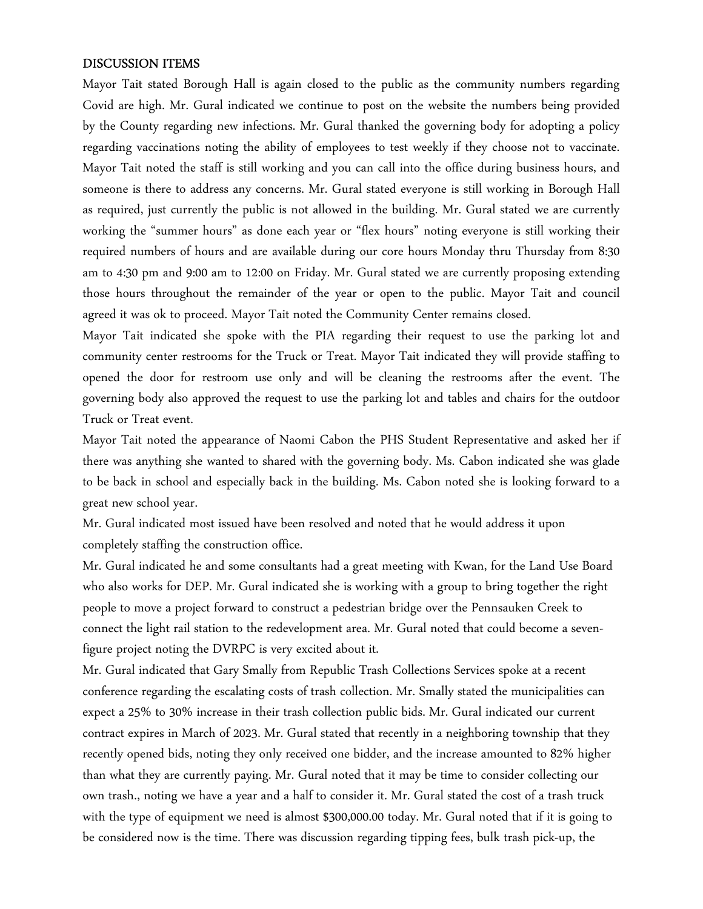## DISCUSSION ITEMS

Mayor Tait stated Borough Hall is again closed to the public as the community numbers regarding Covid are high. Mr. Gural indicated we continue to post on the website the numbers being provided by the County regarding new infections. Mr. Gural thanked the governing body for adopting a policy regarding vaccinations noting the ability of employees to test weekly if they choose not to vaccinate. Mayor Tait noted the staff is still working and you can call into the office during business hours, and someone is there to address any concerns. Mr. Gural stated everyone is still working in Borough Hall as required, just currently the public is not allowed in the building. Mr. Gural stated we are currently working the "summer hours" as done each year or "flex hours" noting everyone is still working their required numbers of hours and are available during our core hours Monday thru Thursday from 8:30 am to 4:30 pm and 9:00 am to 12:00 on Friday. Mr. Gural stated we are currently proposing extending those hours throughout the remainder of the year or open to the public. Mayor Tait and council agreed it was ok to proceed. Mayor Tait noted the Community Center remains closed.

Mayor Tait indicated she spoke with the PIA regarding their request to use the parking lot and community center restrooms for the Truck or Treat. Mayor Tait indicated they will provide staffing to opened the door for restroom use only and will be cleaning the restrooms after the event. The governing body also approved the request to use the parking lot and tables and chairs for the outdoor Truck or Treat event.

Mayor Tait noted the appearance of Naomi Cabon the PHS Student Representative and asked her if there was anything she wanted to shared with the governing body. Ms. Cabon indicated she was glade to be back in school and especially back in the building. Ms. Cabon noted she is looking forward to a great new school year.

Mr. Gural indicated most issued have been resolved and noted that he would address it upon completely staffing the construction office.

Mr. Gural indicated he and some consultants had a great meeting with Kwan, for the Land Use Board who also works for DEP. Mr. Gural indicated she is working with a group to bring together the right people to move a project forward to construct a pedestrian bridge over the Pennsauken Creek to connect the light rail station to the redevelopment area. Mr. Gural noted that could become a seven-figure project noting the DVRPC is very excited about it.

Mr. Gural indicated that Gary Smally from Republic Trash Collections Services spoke at a recent conference regarding the escalating costs of trash collection. Mr. Smally stated the municipalities can expect a 25% to 30% increase in their trash collection public bids. Mr. Gural indicated our current contract expires in March of 2023. Mr. Gural stated that recently in a neighboring township that they recently opened bids, noting they only received one bidder, and the increase amounted to 82% higher than what they are currently paying. Mr. Gural noted that it may be time to consider collecting our own trash., noting we have a year and a half to consider it. Mr. Gural stated the cost of a trash truck with the type of equipment we need is almost $300,000.00 today. Mr. Gural noted that if it is going to be considered now is the time. There was discussion regarding tipping fees, bulk trash pick-up, the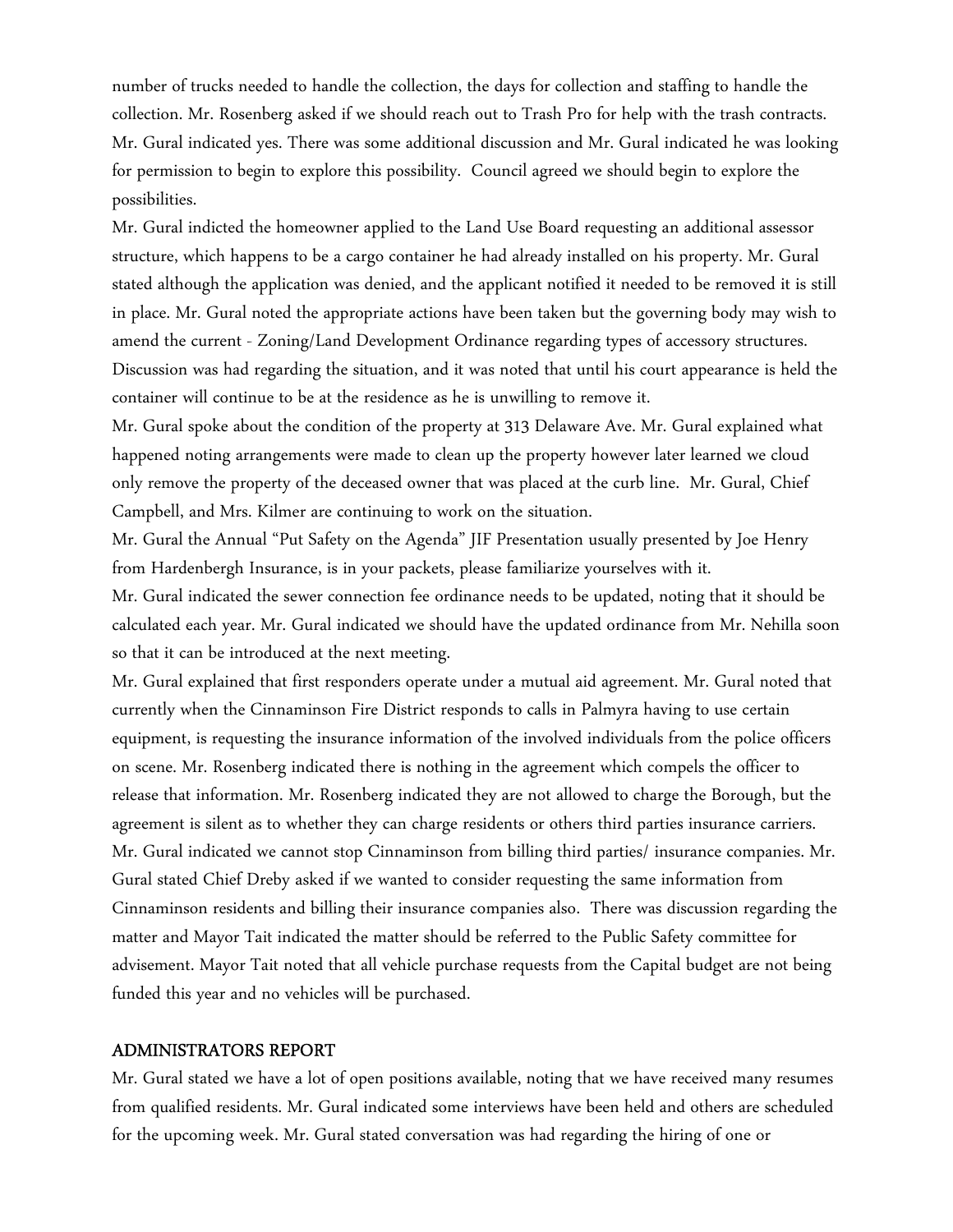number of trucks needed to handle the collection, the days for collection and staffing to handle the collection. Mr. Rosenberg asked if we should reach out to Trash Pro for help with the trash contracts. Mr. Gural indicated yes. There was some additional discussion and Mr. Gural indicated he was looking for permission to begin to explore this possibility. Council agreed we should begin to explore the possibilities.

Mr. Gural indicted the homeowner applied to the Land Use Board requesting an additional assessor structure, which happens to be a cargo container he had already installed on his property. Mr. Gural stated although the application was denied, and the applicant notified it needed to be removed it is still in place. Mr. Gural noted the appropriate actions have been taken but the governing body may wish to amend the current - Zoning/Land Development Ordinance regarding types of accessory structures. Discussion was had regarding the situation, and it was noted that until his court appearance is held the container will continue to be at the residence as he is unwilling to remove it.

Mr. Gural spoke about the condition of the property at 313 Delaware Ave. Mr. Gural explained what happened noting arrangements were made to clean up the property however later learned we cloud only remove the property of the deceased owner that was placed at the curb line. Mr. Gural, Chief Campbell, and Mrs. Kilmer are continuing to work on the situation.

Mr. Gural the Annual "Put Safety on the Agenda" JIF Presentation usually presented by Joe Henry from Hardenbergh Insurance, is in your packets, please familiarize yourselves with it.

Mr. Gural indicated the sewer connection fee ordinance needs to be updated, noting that it should be calculated each year. Mr. Gural indicated we should have the updated ordinance from Mr. Nehilla soon so that it can be introduced at the next meeting.

Mr. Gural explained that first responders operate under a mutual aid agreement. Mr. Gural noted that currently when the Cinnaminson Fire District responds to calls in Palmyra having to use certain equipment, is requesting the insurance information of the involved individuals from the police officers on scene. Mr. Rosenberg indicated there is nothing in the agreement which compels the officer to release that information. Mr. Rosenberg indicated they are not allowed to charge the Borough, but the agreement is silent as to whether they can charge residents or others third parties insurance carriers. Mr. Gural indicated we cannot stop Cinnaminson from billing third parties/ insurance companies. Mr. Gural stated Chief Dreby asked if we wanted to consider requesting the same information from Cinnaminson residents and billing their insurance companies also. There was discussion regarding the matter and Mayor Tait indicated the matter should be referred to the Public Safety committee for advisement. Mayor Tait noted that all vehicle purchase requests from the Capital budget are not being funded this year and no vehicles will be purchased.

## ADMINISTRATORS REPORT

Mr. Gural stated we have a lot of open positions available, noting that we have received many resumes from qualified residents. Mr. Gural indicated some interviews have been held and others are scheduled for the upcoming week. Mr. Gural stated conversation was had regarding the hiring of one or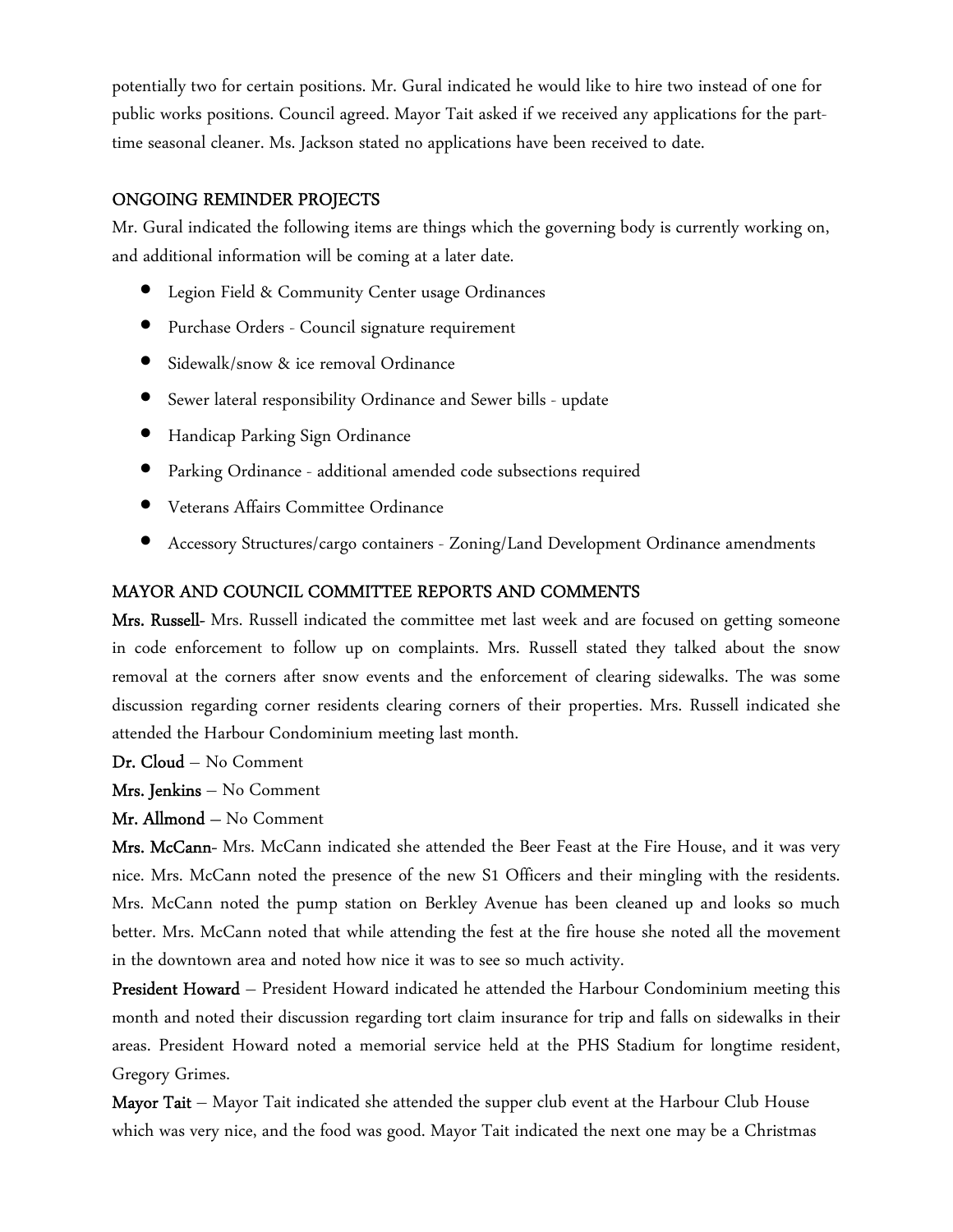potentially two for certain positions. Mr. Gural indicated he would like to hire two instead of one for public works positions. Council agreed. Mayor Tait asked if we received any applications for the part-time seasonal cleaner. Ms. Jackson stated no applications have been received to date.

## ONGOING REMINDER PROJECTS

Mr. Gural indicated the following items are things which the governing body is currently working on, and additional information will be coming at a later date.

- Legion Field & Community Center usage Ordinances
- Purchase Orders - Council signature requirement
- Sidewalk/snow & ice removal Ordinance
- Sewer lateral responsibility Ordinance and Sewer bills - update
- Handicap Parking Sign Ordinance
- Parking Ordinance - additional amended code subsections required
- Veterans Affairs Committee Ordinance
- Accessory Structures/cargo containers - Zoning/Land Development Ordinance amendments

## MAYOR AND COUNCIL COMMITTEE REPORTS AND COMMENTS

**Mrs. Russell**- Mrs. Russell indicated the committee met last week and are focused on getting someone in code enforcement to follow up on complaints. Mrs. Russell stated they talked about the snow removal at the corners after snow events and the enforcement of clearing sidewalks. The was some discussion regarding corner residents clearing corners of their properties. Mrs. Russell indicated she attended the Harbour Condominium meeting last month.

**Dr. Cloud** – No Comment

**Mrs. Jenkins** – No Comment

**Mr. Allmond** – No Comment

**Mrs. McCann**- Mrs. McCann indicated she attended the Beer Feast at the Fire House, and it was very nice. Mrs. McCann noted the presence of the new S1 Officers and their mingling with the residents. Mrs. McCann noted the pump station on Berkley Avenue has been cleaned up and looks so much better. Mrs. McCann noted that while attending the fest at the fire house she noted all the movement in the downtown area and noted how nice it was to see so much activity.

**President Howard** – President Howard indicated he attended the Harbour Condominium meeting this month and noted their discussion regarding tort claim insurance for trip and falls on sidewalks in their areas. President Howard noted a memorial service held at the PHS Stadium for longtime resident, Gregory Grimes.

**Mayor Tait** – Mayor Tait indicated she attended the supper club event at the Harbour Club House which was very nice, and the food was good. Mayor Tait indicated the next one may be a Christmas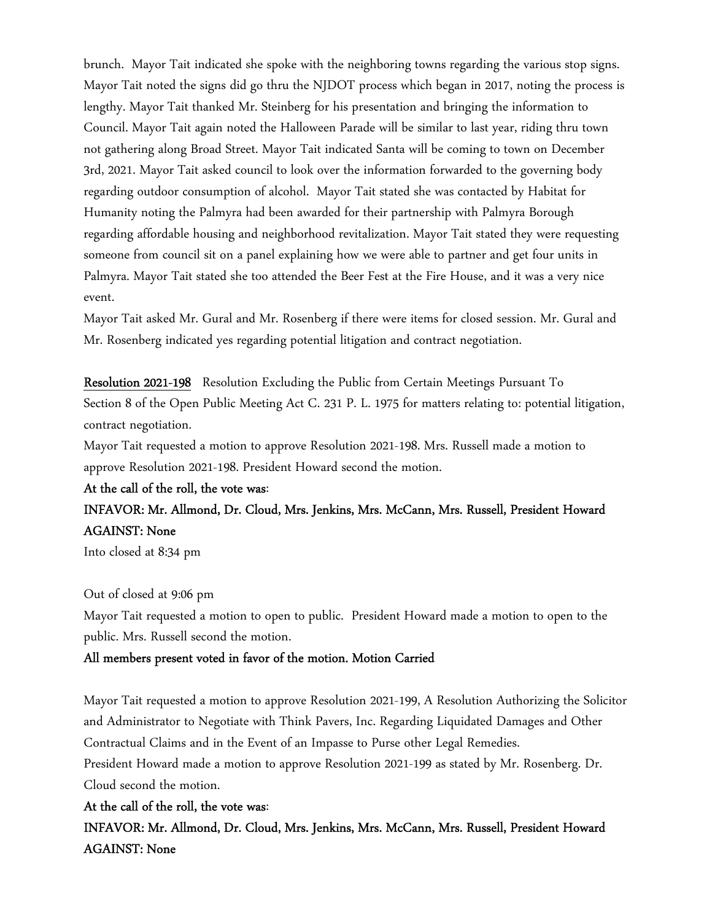brunch. Mayor Tait indicated she spoke with the neighboring towns regarding the various stop signs. Mayor Tait noted the signs did go thru the NJDOT process which began in 2017, noting the process is lengthy. Mayor Tait thanked Mr. Steinberg for his presentation and bringing the information to Council. Mayor Tait again noted the Halloween Parade will be similar to last year, riding thru town not gathering along Broad Street. Mayor Tait indicated Santa will be coming to town on December 3rd, 2021. Mayor Tait asked council to look over the information forwarded to the governing body regarding outdoor consumption of alcohol. Mayor Tait stated she was contacted by Habitat for Humanity noting the Palmyra had been awarded for their partnership with Palmyra Borough regarding affordable housing and neighborhood revitalization. Mayor Tait stated they were requesting someone from council sit on a panel explaining how we were able to partner and get four units in Palmyra. Mayor Tait stated she too attended the Beer Fest at the Fire House, and it was a very nice event.

Mayor Tait asked Mr. Gural and Mr. Rosenberg if there were items for closed session. Mr. Gural and Mr. Rosenberg indicated yes regarding potential litigation and contract negotiation.

**Resolution 2021-198** Resolution Excluding the Public from Certain Meetings Pursuant To Section 8 of the Open Public Meeting Act C. 231 P. L. 1975 for matters relating to: potential litigation, contract negotiation.

Mayor Tait requested a motion to approve Resolution 2021-198. Mrs. Russell made a motion to approve Resolution 2021-198. President Howard second the motion.

**At the call of the roll, the vote was:**

**INFAVOR: Mr. Allmond, Dr. Cloud, Mrs. Jenkins, Mrs. McCann, Mrs. Russell, President Howard**

**AGAINST: None**

Into closed at 8:34 pm

Out of closed at 9:06 pm

Mayor Tait requested a motion to open to public. President Howard made a motion to open to the public. Mrs. Russell second the motion.

**All members present voted in favor of the motion. Motion Carried**

Mayor Tait requested a motion to approve Resolution 2021-199, A Resolution Authorizing the Solicitor and Administrator to Negotiate with Think Pavers, Inc. Regarding Liquidated Damages and Other Contractual Claims and in the Event of an Impasse to Purse other Legal Remedies.

President Howard made a motion to approve Resolution 2021-199 as stated by Mr. Rosenberg. Dr. Cloud second the motion.

**At the call of the roll, the vote was:**

**INFAVOR: Mr. Allmond, Dr. Cloud, Mrs. Jenkins, Mrs. McCann, Mrs. Russell, President Howard**

**AGAINST: None**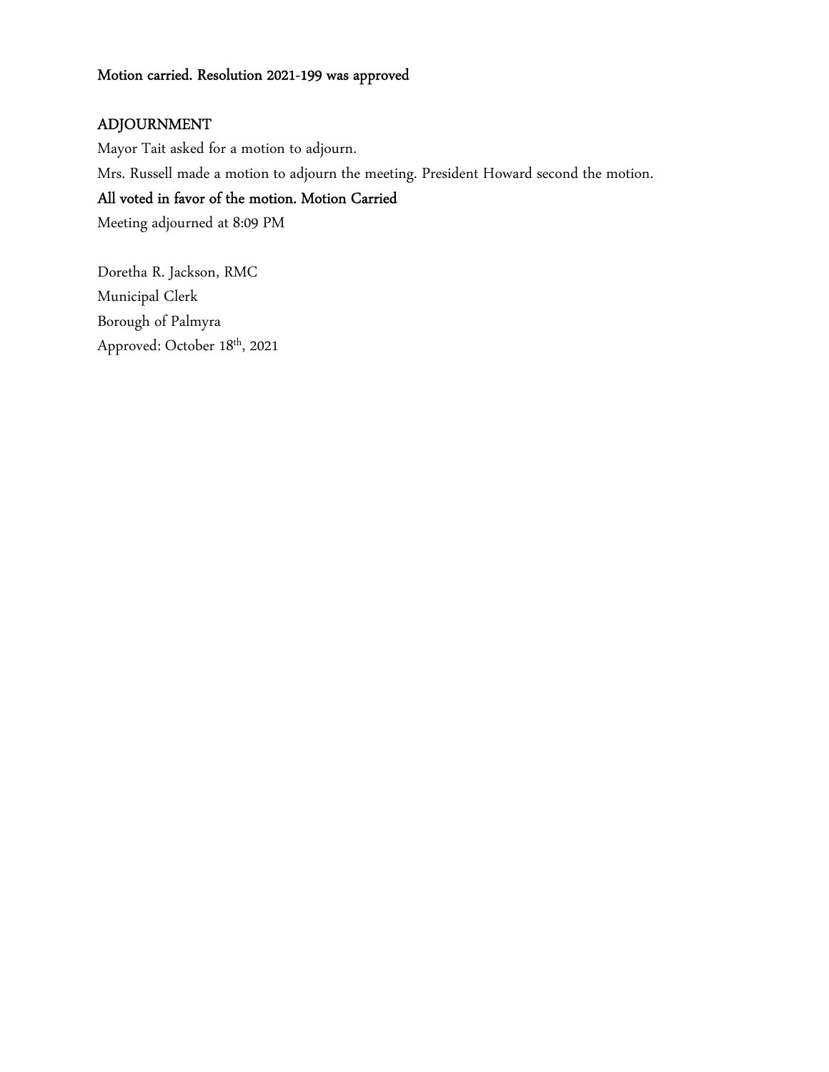**Motion carried. Resolution 2021-199 was approved**

## ADJOURNMENT

Mayor Tait asked for a motion to adjourn.

Mrs. Russell made a motion to adjourn the meeting. President Howard second the motion.

**All voted in favor of the motion. Motion Carried**

Meeting adjourned at 8:09 PM

Doretha R. Jackson, RMC
Municipal Clerk
Borough of Palmyra
Approved: October 18th, 2021